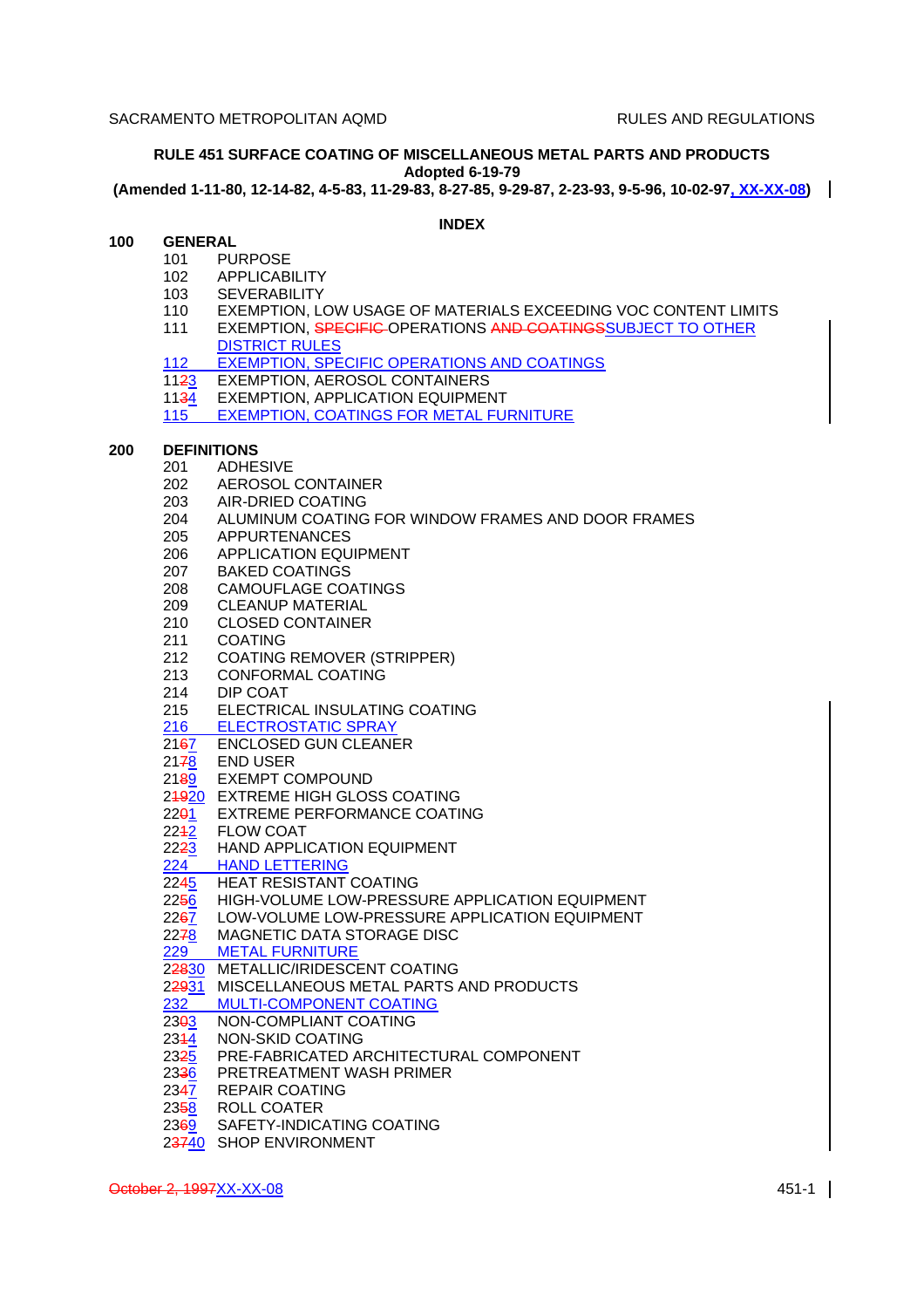# RULE 451 SURFACE COATING OF MISCELLANEOUS METAL PARTS AND PRODUCTS

**Adopted 6-19-79**

**(Amended 1-11-80, 12-14-82, 4-5-83, 11-29-83, 8-27-85, 9-29-87, 2-23-93, 9-5-96, 10-02-97, XX-XX-08)**

## INDEX

**100 GENERAL**

- 101 PURPOSE
- 102 APPLICABILITY
- 103 SEVERABILITY
- 110 EXEMPTION, LOW USAGE OF MATERIALS EXCEEDING VOC CONTENT LIMITS
- 111 EXEMPTION, ~~SPECIFIC~~ OPERATIONS ~~AND COATINGS~~SUBJECT TO OTHER DISTRICT RULES
- 112 EXEMPTION, SPECIFIC OPERATIONS AND COATINGS
- 11~~2~~3 EXEMPTION, AEROSOL CONTAINERS
- 11~~3~~4 EXEMPTION, APPLICATION EQUIPMENT
- 115 EXEMPTION, COATINGS FOR METAL FURNITURE

**200 DEFINITIONS**

- 201 ADHESIVE
- 202 AEROSOL CONTAINER
- 203 AIR-DRIED COATING
- 204 ALUMINUM COATING FOR WINDOW FRAMES AND DOOR FRAMES
- 205 APPURTENANCES
- 206 APPLICATION EQUIPMENT
- 207 BAKED COATINGS
- 208 CAMOUFLAGE COATINGS
- 209 CLEANUP MATERIAL
- 210 CLOSED CONTAINER
- 211 COATING
- 212 COATING REMOVER (STRIPPER)
- 213 CONFORMAL COATING
- 214 DIP COAT
- 215 ELECTRICAL INSULATING COATING
- 216 ELECTROSTATIC SPRAY
- 21~~6~~7 ENCLOSED GUN CLEANER
- 21~~7~~8 END USER
- 21~~8~~9 EXEMPT COMPOUND
- 2~~19~~20 EXTREME HIGH GLOSS COATING
- 22~~0~~1 EXTREME PERFORMANCE COATING
- 22~~1~~2 FLOW COAT
- 22~~2~~3 HAND APPLICATION EQUIPMENT
- 224 HAND LETTERING
- 22~~4~~5 HEAT RESISTANT COATING
- 22~~5~~6 HIGH-VOLUME LOW-PRESSURE APPLICATION EQUIPMENT
- 22~~6~~7 LOW-VOLUME LOW-PRESSURE APPLICATION EQUIPMENT
- 22~~7~~8 MAGNETIC DATA STORAGE DISC
- 229 METAL FURNITURE
- 2~~28~~30 METALLIC/IRIDESCENT COATING
- 2~~29~~31 MISCELLANEOUS METAL PARTS AND PRODUCTS
- 232 MULTI-COMPONENT COATING
- 23~~0~~3 NON-COMPLIANT COATING
- 23~~1~~4 NON-SKID COATING
- 23~~2~~5 PRE-FABRICATED ARCHITECTURAL COMPONENT
- 23~~3~~6 PRETREATMENT WASH PRIMER
- 23~~4~~7 REPAIR COATING
- 23~~5~~8 ROLL COATER
- 23~~6~~9 SAFETY-INDICATING COATING
- 2~~37~~40 SHOP ENVIRONMENT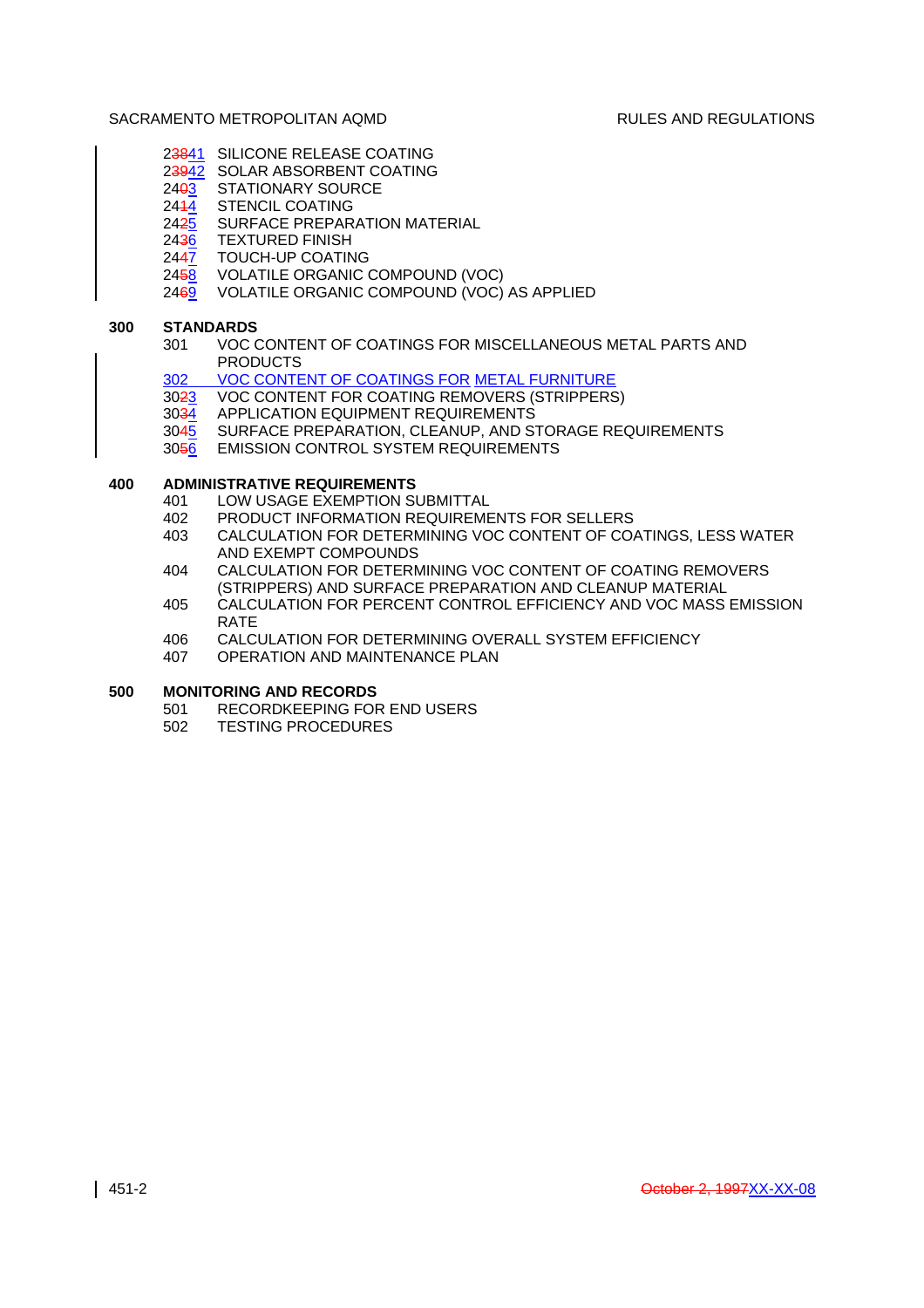2~~38~~<u>41</u> SILICONE RELEASE COATING
2~~39~~<u>42</u> SOLAR ABSORBENT COATING
24~~0~~<u>3</u> STATIONARY SOURCE
24~~1~~<u>4</u> STENCIL COATING
24~~2~~<u>5</u> SURFACE PREPARATION MATERIAL
24~~3~~<u>6</u> TEXTURED FINISH
24~~4~~<u>7</u> TOUCH-UP COATING
24~~5~~<u>8</u> VOLATILE ORGANIC COMPOUND (VOC)
24~~6~~<u>9</u> VOLATILE ORGANIC COMPOUND (VOC) AS APPLIED

**300 STANDARDS**

301 VOC CONTENT OF COATINGS FOR MISCELLANEOUS METAL PARTS AND PRODUCTS
<u>302 VOC CONTENT OF COATINGS FOR METAL FURNITURE</u>
30~~2~~<u>3</u> VOC CONTENT FOR COATING REMOVERS (STRIPPERS)
30~~3~~<u>4</u> APPLICATION EQUIPMENT REQUIREMENTS
30~~4~~<u>5</u> SURFACE PREPARATION, CLEANUP, AND STORAGE REQUIREMENTS
30~~5~~<u>6</u> EMISSION CONTROL SYSTEM REQUIREMENTS

**400 ADMINISTRATIVE REQUIREMENTS**

401 LOW USAGE EXEMPTION SUBMITTAL
402 PRODUCT INFORMATION REQUIREMENTS FOR SELLERS
403 CALCULATION FOR DETERMINING VOC CONTENT OF COATINGS, LESS WATER AND EXEMPT COMPOUNDS
404 CALCULATION FOR DETERMINING VOC CONTENT OF COATING REMOVERS (STRIPPERS) AND SURFACE PREPARATION AND CLEANUP MATERIAL
405 CALCULATION FOR PERCENT CONTROL EFFICIENCY AND VOC MASS EMISSION RATE
406 CALCULATION FOR DETERMINING OVERALL SYSTEM EFFICIENCY
407 OPERATION AND MAINTENANCE PLAN

**500 MONITORING AND RECORDS**

501 RECORDKEEPING FOR END USERS
502 TESTING PROCEDURES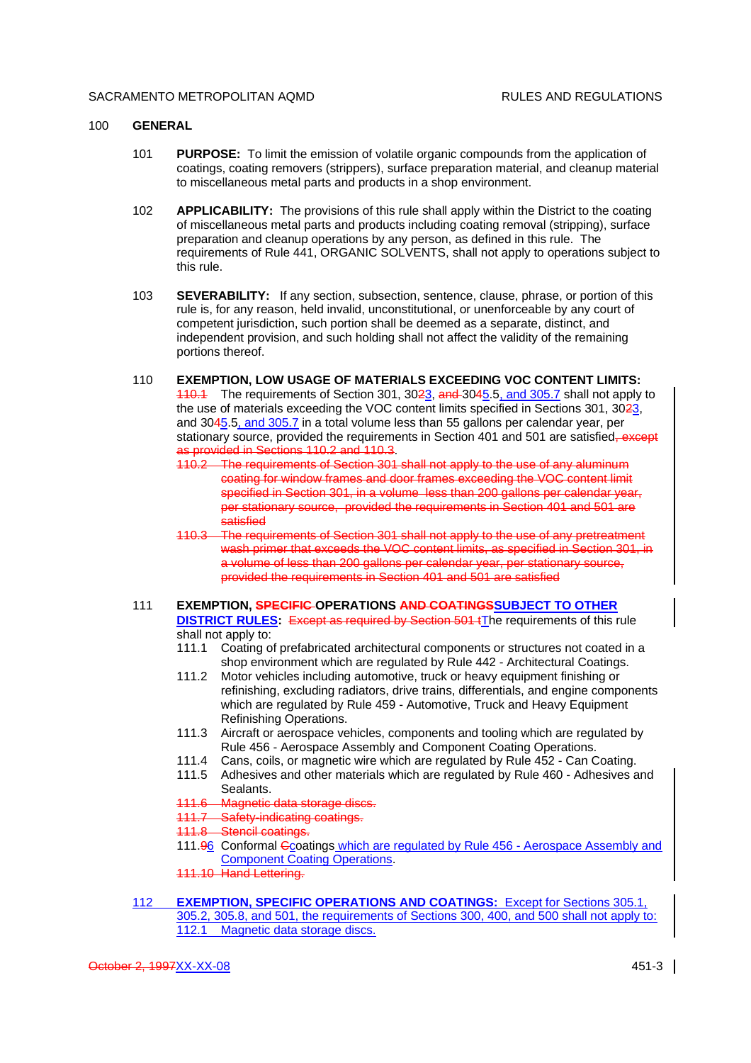100 **GENERAL**

101 **PURPOSE:** To limit the emission of volatile organic compounds from the application of coatings, coating removers (strippers), surface preparation material, and cleanup material to miscellaneous metal parts and products in a shop environment.

102 **APPLICABILITY:** The provisions of this rule shall apply within the District to the coating of miscellaneous metal parts and products including coating removal (stripping), surface preparation and cleanup operations by any person, as defined in this rule. The requirements of Rule 441, ORGANIC SOLVENTS, shall not apply to operations subject to this rule.

103 **SEVERABILITY:** If any section, subsection, sentence, clause, phrase, or portion of this rule is, for any reason, held invalid, unconstitutional, or unenforceable by any court of competent jurisdiction, such portion shall be deemed as a separate, distinct, and independent provision, and such holding shall not affect the validity of the remaining portions thereof.

110 **EXEMPTION, LOW USAGE OF MATERIALS EXCEEDING VOC CONTENT LIMITS:**
~~110.1~~ The requirements of Section 301, 30~~2~~3, ~~and~~ 30~~4~~5.5, and 305.7 shall not apply to the use of materials exceeding the VOC content limits specified in Sections 301, 30~~2~~3, and 30~~4~~5.5, and 305.7 in a total volume less than 55 gallons per calendar year, per stationary source, provided the requirements in Section 401 and 501 are satisfied~~, except as provided in Sections 110.2 and 110.3~~.

~~110.2 The requirements of Section 301 shall not apply to the use of any aluminum coating for window frames and door frames exceeding the VOC content limit specified in Section 301, in a volume less than 200 gallons per calendar year, per stationary source, provided the requirements in Section 401 and 501 are satisfied~~

~~110.3 The requirements of Section 301 shall not apply to the use of any pretreatment wash primer that exceeds the VOC content limits, as specified in Section 301, in a volume of less than 200 gallons per calendar year, per stationary source, provided the requirements in Section 401 and 501 are satisfied~~

111 **EXEMPTION, ~~SPECIFIC~~ OPERATIONS ~~AND COATINGS~~SUBJECT TO OTHER DISTRICT RULES:** ~~Except as required by Section 501 t~~The requirements of this rule shall not apply to:

111.1 Coating of prefabricated architectural components or structures not coated in a shop environment which are regulated by Rule 442 - Architectural Coatings.

111.2 Motor vehicles including automotive, truck or heavy equipment finishing or refinishing, excluding radiators, drive trains, differentials, and engine components which are regulated by Rule 459 - Automotive, Truck and Heavy Equipment Refinishing Operations.

111.3 Aircraft or aerospace vehicles, components and tooling which are regulated by Rule 456 - Aerospace Assembly and Component Coating Operations.

111.4 Cans, coils, or magnetic wire which are regulated by Rule 452 - Can Coating.

111.5 Adhesives and other materials which are regulated by Rule 460 - Adhesives and Sealants.

~~111.6 Magnetic data storage discs.~~

~~111.7 Safety-indicating coatings.~~

~~111.8 Stencil coatings.~~

111.~~9~~6 Conformal ~~C~~coatings which are regulated by Rule 456 - Aerospace Assembly and Component Coating Operations.

~~111.10 Hand Lettering.~~

112 **EXEMPTION, SPECIFIC OPERATIONS AND COATINGS:** Except for Sections 305.1, 305.2, 305.8, and 501, the requirements of Sections 300, 400, and 500 shall not apply to:

112.1 Magnetic data storage discs.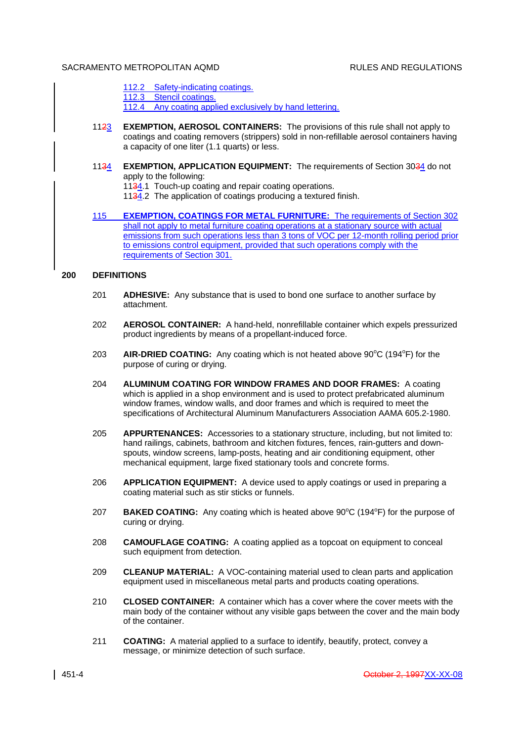112.2 Safety-indicating coatings.
112.3 Stencil coatings.
112.4 Any coating applied exclusively by hand lettering.

1123 **EXEMPTION, AEROSOL CONTAINERS:** The provisions of this rule shall not apply to coatings and coating removers (strippers) sold in non-refillable aerosol containers having a capacity of one liter (1.1 quarts) or less.

1134 **EXEMPTION, APPLICATION EQUIPMENT:** The requirements of Section 3034 do not apply to the following:
1134.1 Touch-up coating and repair coating operations.
1134.2 The application of coatings producing a textured finish.

115 **EXEMPTION, COATINGS FOR METAL FURNITURE:** The requirements of Section 302 shall not apply to metal furniture coating operations at a stationary source with actual emissions from such operations less than 3 tons of VOC per 12-month rolling period prior to emissions control equipment, provided that such operations comply with the requirements of Section 301.

## 200 DEFINITIONS

201 **ADHESIVE:** Any substance that is used to bond one surface to another surface by attachment.

202 **AEROSOL CONTAINER:** A hand-held, nonrefillable container which expels pressurized product ingredients by means of a propellant-induced force.

203 **AIR-DRIED COATING:** Any coating which is not heated above 90°C (194°F) for the purpose of curing or drying.

204 **ALUMINUM COATING FOR WINDOW FRAMES AND DOOR FRAMES:** A coating which is applied in a shop environment and is used to protect prefabricated aluminum window frames, window walls, and door frames and which is required to meet the specifications of Architectural Aluminum Manufacturers Association AAMA 605.2-1980.

205 **APPURTENANCES:** Accessories to a stationary structure, including, but not limited to: hand railings, cabinets, bathroom and kitchen fixtures, fences, rain-gutters and down-spouts, window screens, lamp-posts, heating and air conditioning equipment, other mechanical equipment, large fixed stationary tools and concrete forms.

206 **APPLICATION EQUIPMENT:** A device used to apply coatings or used in preparing a coating material such as stir sticks or funnels.

207 **BAKED COATING:** Any coating which is heated above 90°C (194°F) for the purpose of curing or drying.

208 **CAMOUFLAGE COATING:** A coating applied as a topcoat on equipment to conceal such equipment from detection.

209 **CLEANUP MATERIAL:** A VOC-containing material used to clean parts and application equipment used in miscellaneous metal parts and products coating operations.

210 **CLOSED CONTAINER:** A container which has a cover where the cover meets with the main body of the container without any visible gaps between the cover and the main body of the container.

211 **COATING:** A material applied to a surface to identify, beautify, protect, convey a message, or minimize detection of such surface.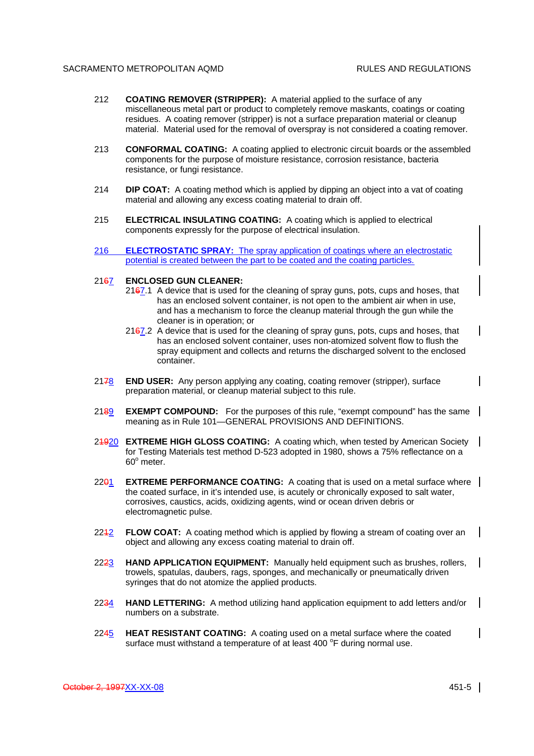212 **COATING REMOVER (STRIPPER):** A material applied to the surface of any miscellaneous metal part or product to completely remove maskants, coatings or coating residues. A coating remover (stripper) is not a surface preparation material or cleanup material. Material used for the removal of overspray is not considered a coating remover.

213 **CONFORMAL COATING:** A coating applied to electronic circuit boards or the assembled components for the purpose of moisture resistance, corrosion resistance, bacteria resistance, or fungi resistance.

214 **DIP COAT:** A coating method which is applied by dipping an object into a vat of coating material and allowing any excess coating material to drain off.

215 **ELECTRICAL INSULATING COATING:** A coating which is applied to electrical components expressly for the purpose of electrical insulation.

216 **ELECTROSTATIC SPRAY:** The spray application of coatings where an electrostatic potential is created between the part to be coated and the coating particles.

2167 **ENCLOSED GUN CLEANER:**

2167.1 A device that is used for the cleaning of spray guns, pots, cups and hoses, that has an enclosed solvent container, is not open to the ambient air when in use, and has a mechanism to force the cleanup material through the gun while the cleaner is in operation; or

2167.2 A device that is used for the cleaning of spray guns, pots, cups and hoses, that has an enclosed solvent container, uses non-atomized solvent flow to flush the spray equipment and collects and returns the discharged solvent to the enclosed container.

2178 **END USER:** Any person applying any coating, coating remover (stripper), surface preparation material, or cleanup material subject to this rule.

2189 **EXEMPT COMPOUND:** For the purposes of this rule, "exempt compound" has the same meaning as in Rule 101—GENERAL PROVISIONS AND DEFINITIONS.

21920 **EXTREME HIGH GLOSS COATING:** A coating which, when tested by American Society for Testing Materials test method D-523 adopted in 1980, shows a 75% reflectance on a 60° meter.

2201 **EXTREME PERFORMANCE COATING:** A coating that is used on a metal surface where the coated surface, in it's intended use, is acutely or chronically exposed to salt water, corrosives, caustics, acids, oxidizing agents, wind or ocean driven debris or electromagnetic pulse.

2212 **FLOW COAT:** A coating method which is applied by flowing a stream of coating over an object and allowing any excess coating material to drain off.

2223 **HAND APPLICATION EQUIPMENT:** Manually held equipment such as brushes, rollers, trowels, spatulas, daubers, rags, sponges, and mechanically or pneumatically driven syringes that do not atomize the applied products.

2234 **HAND LETTERING:** A method utilizing hand application equipment to add letters and/or numbers on a substrate.

2245 **HEAT RESISTANT COATING:** A coating used on a metal surface where the coated surface must withstand a temperature of at least 400 °F during normal use.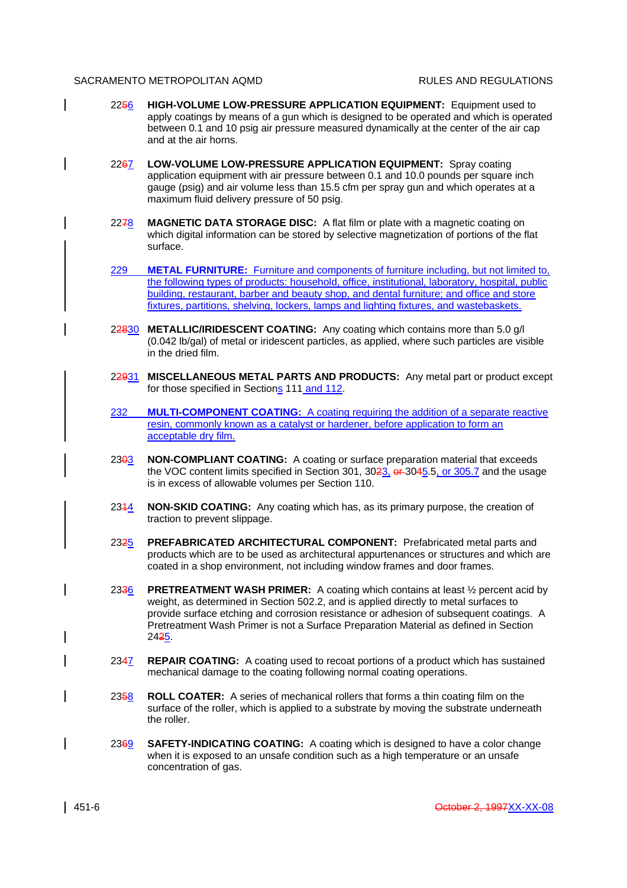2256 **HIGH-VOLUME LOW-PRESSURE APPLICATION EQUIPMENT:** Equipment used to apply coatings by means of a gun which is designed to be operated and which is operated between 0.1 and 10 psig air pressure measured dynamically at the center of the air cap and at the air horns.

2267 **LOW-VOLUME LOW-PRESSURE APPLICATION EQUIPMENT:** Spray coating application equipment with air pressure between 0.1 and 10.0 pounds per square inch gauge (psig) and air volume less than 15.5 cfm per spray gun and which operates at a maximum fluid delivery pressure of 50 psig.

2278 **MAGNETIC DATA STORAGE DISC:** A flat film or plate with a magnetic coating on which digital information can be stored by selective magnetization of portions of the flat surface.

229 **METAL FURNITURE:** Furniture and components of furniture including, but not limited to, the following types of products: household, office, institutional, laboratory, hospital, public building, restaurant, barber and beauty shop, and dental furniture; and office and store fixtures, partitions, shelving, lockers, lamps and lighting fixtures, and wastebaskets.

22830 **METALLIC/IRIDESCENT COATING:** Any coating which contains more than 5.0 g/l (0.042 lb/gal) of metal or iridescent particles, as applied, where such particles are visible in the dried film.

22931 **MISCELLANEOUS METAL PARTS AND PRODUCTS:** Any metal part or product except for those specified in Sections 111 and 112.

232 **MULTI-COMPONENT COATING:** A coating requiring the addition of a separate reactive resin, commonly known as a catalyst or hardener, before application to form an acceptable dry film.

2303 **NON-COMPLIANT COATING:** A coating or surface preparation material that exceeds the VOC content limits specified in Section 301, 3023, or 3045.5, or 305.7 and the usage is in excess of allowable volumes per Section 110.

2314 **NON-SKID COATING:** Any coating which has, as its primary purpose, the creation of traction to prevent slippage.

2325 **PREFABRICATED ARCHITECTURAL COMPONENT:** Prefabricated metal parts and products which are to be used as architectural appurtenances or structures and which are coated in a shop environment, not including window frames and door frames.

2336 **PRETREATMENT WASH PRIMER:** A coating which contains at least ½ percent acid by weight, as determined in Section 502.2, and is applied directly to metal surfaces to provide surface etching and corrosion resistance or adhesion of subsequent coatings. A Pretreatment Wash Primer is not a Surface Preparation Material as defined in Section 2425.

2347 **REPAIR COATING:** A coating used to recoat portions of a product which has sustained mechanical damage to the coating following normal coating operations.

2358 **ROLL COATER:** A series of mechanical rollers that forms a thin coating film on the surface of the roller, which is applied to a substrate by moving the substrate underneath the roller.

2369 **SAFETY-INDICATING COATING:** A coating which is designed to have a color change when it is exposed to an unsafe condition such as a high temperature or an unsafe concentration of gas.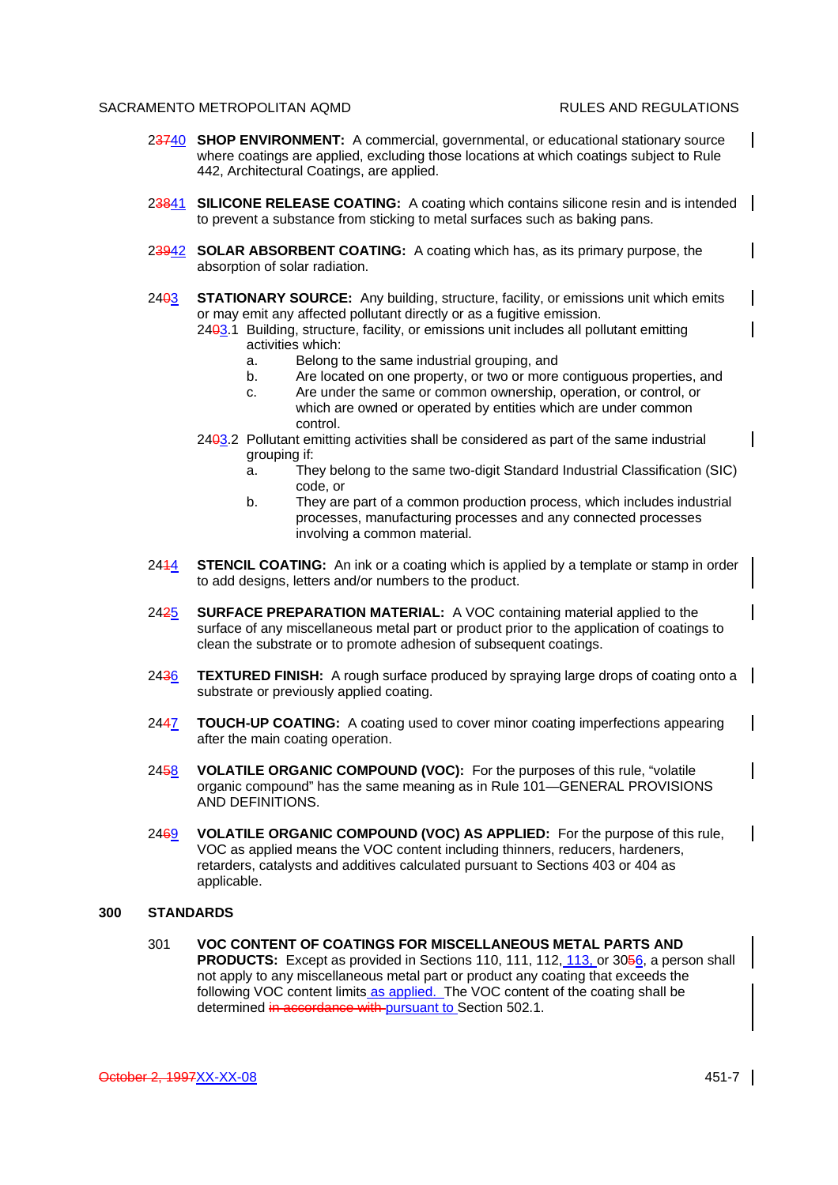23740 **SHOP ENVIRONMENT:** A commercial, governmental, or educational stationary source where coatings are applied, excluding those locations at which coatings subject to Rule 442, Architectural Coatings, are applied.

23841 **SILICONE RELEASE COATING:** A coating which contains silicone resin and is intended to prevent a substance from sticking to metal surfaces such as baking pans.

23942 **SOLAR ABSORBENT COATING:** A coating which has, as its primary purpose, the absorption of solar radiation.

2403 **STATIONARY SOURCE:** Any building, structure, facility, or emissions unit which emits or may emit any affected pollutant directly or as a fugitive emission.

2403.1 Building, structure, facility, or emissions unit includes all pollutant emitting activities which:

a. Belong to the same industrial grouping, and
b. Are located on one property, or two or more contiguous properties, and
c. Are under the same or common ownership, operation, or control, or which are owned or operated by entities which are under common control.

2403.2 Pollutant emitting activities shall be considered as part of the same industrial grouping if:

a. They belong to the same two-digit Standard Industrial Classification (SIC) code, or
b. They are part of a common production process, which includes industrial processes, manufacturing processes and any connected processes involving a common material.

2414 **STENCIL COATING:** An ink or a coating which is applied by a template or stamp in order to add designs, letters and/or numbers to the product.

2425 **SURFACE PREPARATION MATERIAL:** A VOC containing material applied to the surface of any miscellaneous metal part or product prior to the application of coatings to clean the substrate or to promote adhesion of subsequent coatings.

2436 **TEXTURED FINISH:** A rough surface produced by spraying large drops of coating onto a substrate or previously applied coating.

2447 **TOUCH-UP COATING:** A coating used to cover minor coating imperfections appearing after the main coating operation.

2458 **VOLATILE ORGANIC COMPOUND (VOC):** For the purposes of this rule, "volatile organic compound" has the same meaning as in Rule 101—GENERAL PROVISIONS AND DEFINITIONS.

2469 **VOLATILE ORGANIC COMPOUND (VOC) AS APPLIED:** For the purpose of this rule, VOC as applied means the VOC content including thinners, reducers, hardeners, retarders, catalysts and additives calculated pursuant to Sections 403 or 404 as applicable.

## 300 STANDARDS

301 **VOC CONTENT OF COATINGS FOR MISCELLANEOUS METAL PARTS AND PRODUCTS:** Except as provided in Sections 110, 111, 112, 113, or 3056, a person shall not apply to any miscellaneous metal part or product any coating that exceeds the following VOC content limits as applied. The VOC content of the coating shall be determined ~~in accordance with~~ pursuant to Section 502.1.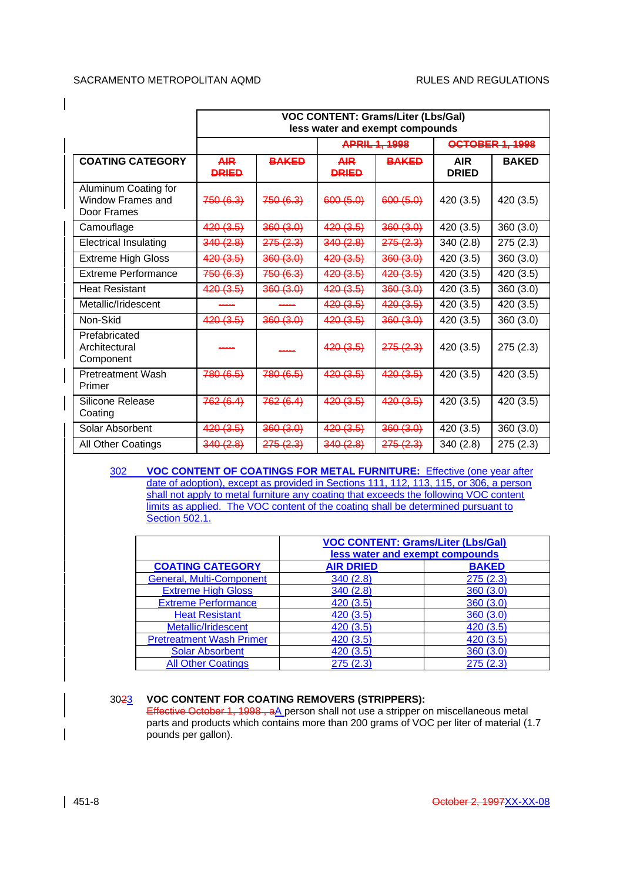| | VOC CONTENT: Grams/Liter (Lbs/Gal) less water and exempt compounds | | | | | |
|---|---|---|---|---|---|---|
| | | | ~~APRIL 1, 1998~~ | | ~~OCTOBER 1, 1998~~ | |
| **COATING CATEGORY** | ~~AIR DRIED~~ | ~~BAKED~~ | ~~AIR DRIED~~ | ~~BAKED~~ | **AIR DRIED** | **BAKED** |
| Aluminum Coating for Window Frames and Door Frames | ~~750 (6.3)~~ | ~~750 (6.3)~~ | ~~600 (5.0)~~ | ~~600 (5.0)~~ | 420 (3.5) | 420 (3.5) |
| Camouflage | ~~420 (3.5)~~ | ~~360 (3.0)~~ | ~~420 (3.5)~~ | ~~360 (3.0)~~ | 420 (3.5) | 360 (3.0) |
| Electrical Insulating | ~~340 (2.8)~~ | ~~275 (2.3)~~ | ~~340 (2.8)~~ | ~~275 (2.3)~~ | 340 (2.8) | 275 (2.3) |
| Extreme High Gloss | ~~420 (3.5)~~ | ~~360 (3.0)~~ | ~~420 (3.5)~~ | ~~360 (3.0)~~ | 420 (3.5) | 360 (3.0) |
| Extreme Performance | ~~750 (6.3)~~ | ~~750 (6.3)~~ | ~~420 (3.5)~~ | ~~420 (3.5)~~ | 420 (3.5) | 420 (3.5) |
| Heat Resistant | ~~420 (3.5)~~ | ~~360 (3.0)~~ | ~~420 (3.5)~~ | ~~360 (3.0)~~ | 420 (3.5) | 360 (3.0) |
| Metallic/Iridescent | ~~-----~~ | ~~-----~~ | ~~420 (3.5)~~ | ~~420 (3.5)~~ | 420 (3.5) | 420 (3.5) |
| Non-Skid | ~~420 (3.5)~~ | ~~360 (3.0)~~ | ~~420 (3.5)~~ | ~~360 (3.0)~~ | 420 (3.5) | 360 (3.0) |
| Prefabricated Architectural Component | ~~-----~~ | ~~-----~~ | ~~420 (3.5)~~ | ~~275 (2.3)~~ | 420 (3.5) | 275 (2.3) |
| Pretreatment Wash Primer | ~~780 (6.5)~~ | ~~780 (6.5)~~ | ~~420 (3.5)~~ | ~~420 (3.5)~~ | 420 (3.5) | 420 (3.5) |
| Silicone Release Coating | ~~762 (6.4)~~ | ~~762 (6.4)~~ | ~~420 (3.5)~~ | ~~420 (3.5)~~ | 420 (3.5) | 420 (3.5) |
| Solar Absorbent | ~~420 (3.5)~~ | ~~360 (3.0)~~ | ~~420 (3.5)~~ | ~~360 (3.0)~~ | 420 (3.5) | 360 (3.0) |
| All Other Coatings | ~~340 (2.8)~~ | ~~275 (2.3)~~ | ~~340 (2.8)~~ | ~~275 (2.3)~~ | 340 (2.8) | 275 (2.3) |

302 **VOC CONTENT OF COATINGS FOR METAL FURNITURE:** Effective (one year after date of adoption), except as provided in Sections 111, 112, 113, 115, or 306, a person shall not apply to metal furniture any coating that exceeds the following VOC content limits as applied. The VOC content of the coating shall be determined pursuant to Section 502.1.

| | VOC CONTENT: Grams/Liter (Lbs/Gal) less water and exempt compounds | |
|---|---|---|
| **COATING CATEGORY** | **AIR DRIED** | **BAKED** |
| General, Multi-Component | 340 (2.8) | 275 (2.3) |
| Extreme High Gloss | 340 (2.8) | 360 (3.0) |
| Extreme Performance | 420 (3.5) | 360 (3.0) |
| Heat Resistant | 420 (3.5) | 360 (3.0) |
| Metallic/Iridescent | 420 (3.5) | 420 (3.5) |
| Pretreatment Wash Primer | 420 (3.5) | 420 (3.5) |
| Solar Absorbent | 420 (3.5) | 360 (3.0) |
| All Other Coatings | 275 (2.3) | 275 (2.3) |

30~~2~~3 **VOC CONTENT FOR COATING REMOVERS (STRIPPERS):**
~~Effective October 1, 1998 , a~~A person shall not use a stripper on miscellaneous metal parts and products which contains more than 200 grams of VOC per liter of material (1.7 pounds per gallon).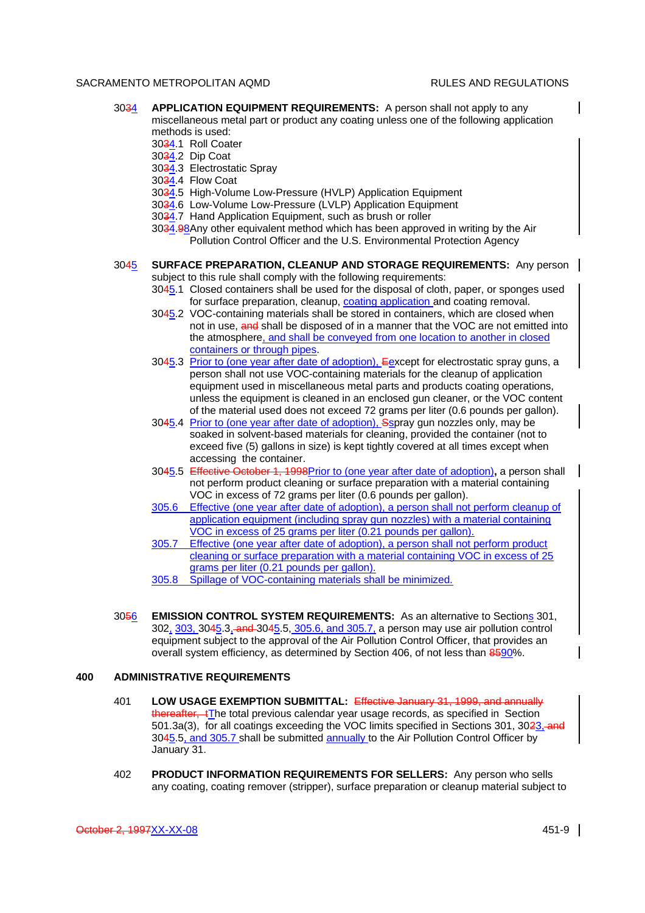3034 **APPLICATION EQUIPMENT REQUIREMENTS:** A person shall not apply to any miscellaneous metal part or product any coating unless one of the following application methods is used:

3034.1 Roll Coater
3034.2 Dip Coat
3034.3 Electrostatic Spray
3034.4 Flow Coat
3034.5 High-Volume Low-Pressure (HVLP) Application Equipment
3034.6 Low-Volume Low-Pressure (LVLP) Application Equipment
3034.7 Hand Application Equipment, such as brush or roller
3034.98Any other equivalent method which has been approved in writing by the Air Pollution Control Officer and the U.S. Environmental Protection Agency

3045 **SURFACE PREPARATION, CLEANUP AND STORAGE REQUIREMENTS:** Any person subject to this rule shall comply with the following requirements:

3045.1 Closed containers shall be used for the disposal of cloth, paper, or sponges used for surface preparation, cleanup, coating application and coating removal.

3045.2 VOC-containing materials shall be stored in containers, which are closed when not in use, and shall be disposed of in a manner that the VOC are not emitted into the atmosphere, and shall be conveyed from one location to another in closed containers or through pipes.

3045.3 Prior to (one year after date of adoption), Eexcept for electrostatic spray guns, a person shall not use VOC-containing materials for the cleanup of application equipment used in miscellaneous metal parts and products coating operations, unless the equipment is cleaned in an enclosed gun cleaner, or the VOC content of the material used does not exceed 72 grams per liter (0.6 pounds per gallon).

3045.4 Prior to (one year after date of adoption), Sspray gun nozzles only, may be soaked in solvent-based materials for cleaning, provided the container (not to exceed five (5) gallons in size) is kept tightly covered at all times except when accessing the container.

3045.5 Effective October 1, 1998Prior to (one year after date of adoption)**,** a person shall not perform product cleaning or surface preparation with a material containing VOC in excess of 72 grams per liter (0.6 pounds per gallon).

305.6 Effective (one year after date of adoption), a person shall not perform cleanup of application equipment (including spray gun nozzles) with a material containing VOC in excess of 25 grams per liter (0.21 pounds per gallon).

305.7 Effective (one year after date of adoption), a person shall not perform product cleaning or surface preparation with a material containing VOC in excess of 25 grams per liter (0.21 pounds per gallon).

305.8 Spillage of VOC-containing materials shall be minimized.

3056 **EMISSION CONTROL SYSTEM REQUIREMENTS:** As an alternative to Sections 301, 302, 303, 3045.3, and 3045.5, 305.6, and 305.7, a person may use air pollution control equipment subject to the approval of the Air Pollution Control Officer, that provides an overall system efficiency, as determined by Section 406, of not less than 8590%.

## 400 ADMINISTRATIVE REQUIREMENTS

401 **LOW USAGE EXEMPTION SUBMITTAL:** Effective January 31, 1999, and annually thereafter, tThe total previous calendar year usage records, as specified in Section 501.3a(3), for all coatings exceeding the VOC limits specified in Sections 301, 3023, and 3045.5, and 305.7 shall be submitted annually to the Air Pollution Control Officer by January 31.

402 **PRODUCT INFORMATION REQUIREMENTS FOR SELLERS:** Any person who sells any coating, coating remover (stripper), surface preparation or cleanup material subject to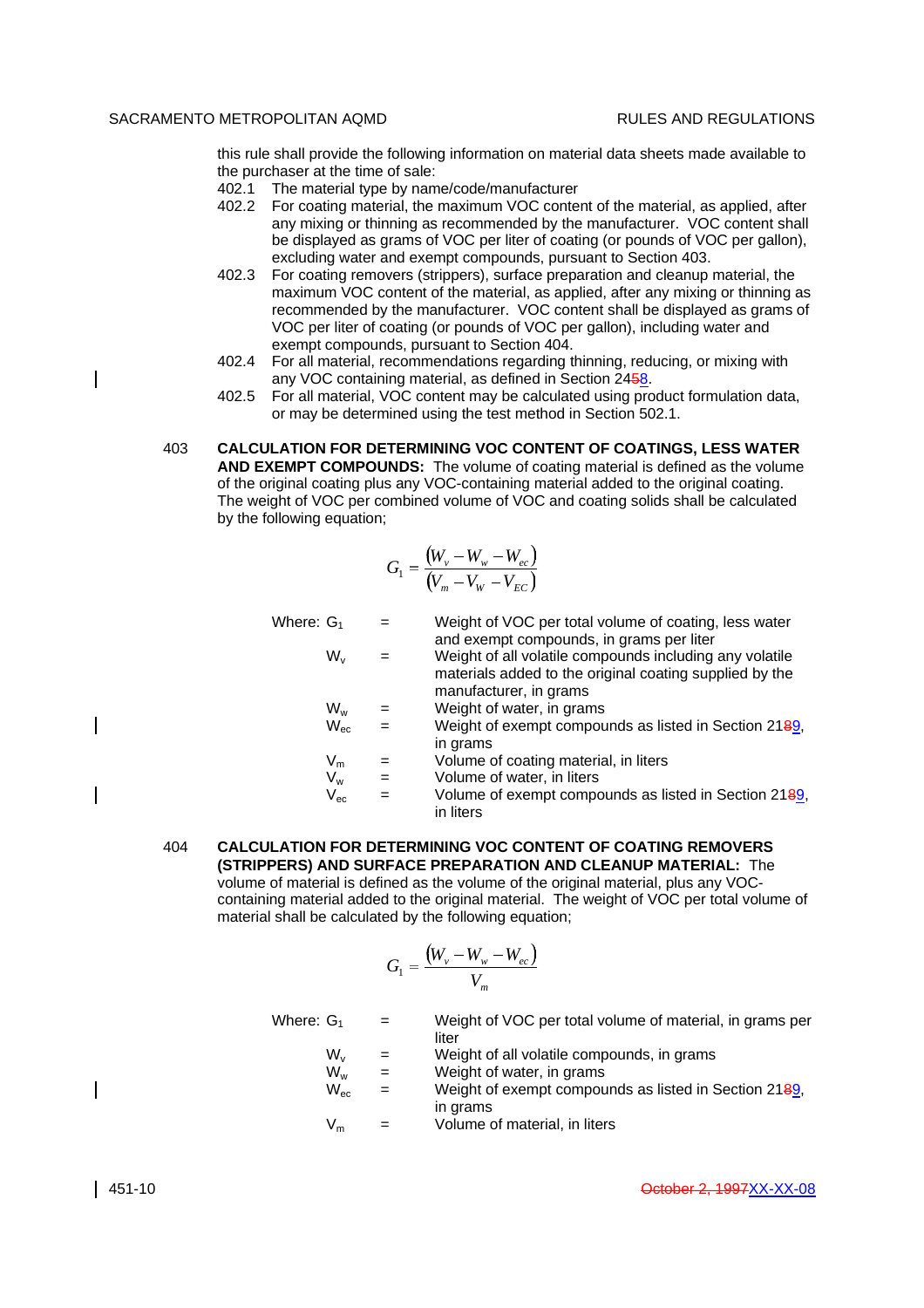this rule shall provide the following information on material data sheets made available to the purchaser at the time of sale:

402.1 The material type by name/code/manufacturer

402.2 For coating material, the maximum VOC content of the material, as applied, after any mixing or thinning as recommended by the manufacturer. VOC content shall be displayed as grams of VOC per liter of coating (or pounds of VOC per gallon), excluding water and exempt compounds, pursuant to Section 403.

402.3 For coating removers (strippers), surface preparation and cleanup material, the maximum VOC content of the material, as applied, after any mixing or thinning as recommended by the manufacturer. VOC content shall be displayed as grams of VOC per liter of coating (or pounds of VOC per gallon), including water and exempt compounds, pursuant to Section 404.

402.4 For all material, recommendations regarding thinning, reducing, or mixing with any VOC containing material, as defined in Section 24~~5~~8.

402.5 For all material, VOC content may be calculated using product formulation data, or may be determined using the test method in Section 502.1.

403 **CALCULATION FOR DETERMINING VOC CONTENT OF COATINGS, LESS WATER AND EXEMPT COMPOUNDS:** The volume of coating material is defined as the volume of the original coating plus any VOC-containing material added to the original coating. The weight of VOC per combined volume of VOC and coating solids shall be calculated by the following equation;

$$G_1 = \frac{(W_v - W_w - W_{ec})}{(V_m - V_W - V_{EC})}$$

Where:

| | | |
|---|---|---|
| $G_1$ | = | Weight of VOC per total volume of coating, less water and exempt compounds, in grams per liter |
| $W_v$ | = | Weight of all volatile compounds including any volatile materials added to the original coating supplied by the manufacturer, in grams |
| $W_w$ | = | Weight of water, in grams |
| $W_{ec}$ | = | Weight of exempt compounds as listed in Section 21~~8~~9, in grams |
| $V_m$ | = | Volume of coating material, in liters |
| $V_w$ | = | Volume of water, in liters |
| $V_{ec}$ | = | Volume of exempt compounds as listed in Section 21~~8~~9, in liters |

404 **CALCULATION FOR DETERMINING VOC CONTENT OF COATING REMOVERS (STRIPPERS) AND SURFACE PREPARATION AND CLEANUP MATERIAL:** The volume of material is defined as the volume of the original material, plus any VOC-containing material added to the original material. The weight of VOC per total volume of material shall be calculated by the following equation;

$$G_1 = \frac{(W_v - W_w - W_{ec})}{V_m}$$

Where:

| | | |
|---|---|---|
| $G_1$ | = | Weight of VOC per total volume of material, in grams per liter |
| $W_v$ | = | Weight of all volatile compounds, in grams |
| $W_w$ | = | Weight of water, in grams |
| $W_{ec}$ | = | Weight of exempt compounds as listed in Section 21~~8~~9, in grams |
| $V_m$ | = | Volume of material, in liters |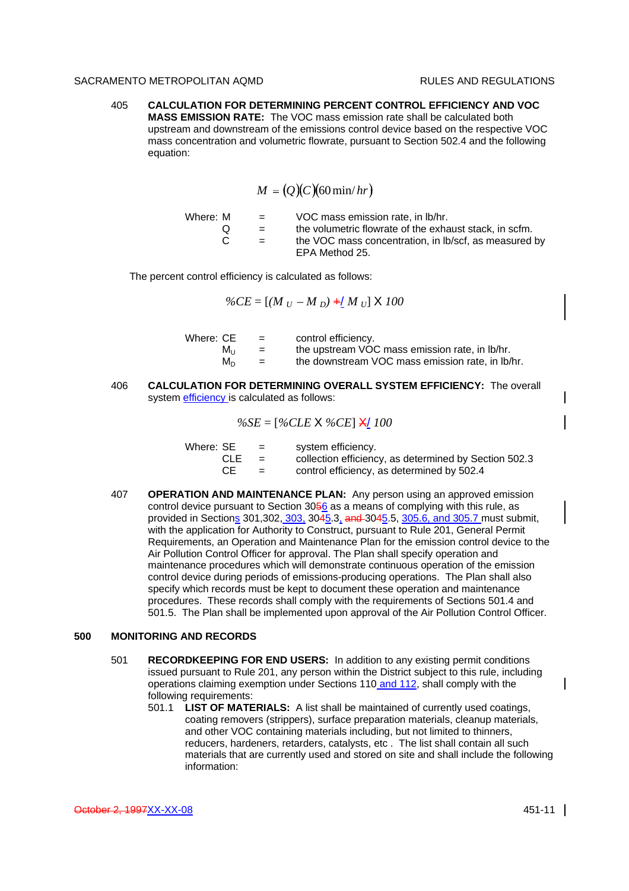405 **CALCULATION FOR DETERMINING PERCENT CONTROL EFFICIENCY AND VOC MASS EMISSION RATE:** The VOC mass emission rate shall be calculated both upstream and downstream of the emissions control device based on the respective VOC mass concentration and volumetric flowrate, pursuant to Section 502.4 and the following equation:

$$M = (Q)(C)(60\,\text{min}/hr)$$

Where:

- M = VOC mass emission rate, in lb/hr.
- Q = the volumetric flowrate of the exhaust stack, in scfm.
- C = the VOC mass concentration, in lb/scf, as measured by EPA Method 25.

The percent control efficiency is calculated as follows:

$$\%CE = [(M_U - M_D) +/ M_U] \times 100$$

Where:

- CE = control efficiency.
- $M_U$ = the upstream VOC mass emission rate, in lb/hr.
- $M_D$ = the downstream VOC mass emission rate, in lb/hr.

406 **CALCULATION FOR DETERMINING OVERALL SYSTEM EFFICIENCY:** The overall system efficiency is calculated as follows:

$$\%SE = [\%CLE \times \%CE] \times/ 100$$

Where:

- SE = system efficiency.
- CLE = collection efficiency, as determined by Section 502.3
- CE = control efficiency, as determined by 502.4

407 **OPERATION AND MAINTENANCE PLAN:** Any person using an approved emission control device pursuant to Section 3056 as a means of complying with this rule, as provided in Sections 301,302, 303, 3045.3, and 3045.5, 305.6, and 305.7 must submit, with the application for Authority to Construct, pursuant to Rule 201, General Permit Requirements, an Operation and Maintenance Plan for the emission control device to the Air Pollution Control Officer for approval. The Plan shall specify operation and maintenance procedures which will demonstrate continuous operation of the emission control device during periods of emissions-producing operations. The Plan shall also specify which records must be kept to document these operation and maintenance procedures. These records shall comply with the requirements of Sections 501.4 and 501.5. The Plan shall be implemented upon approval of the Air Pollution Control Officer.

## 500 MONITORING AND RECORDS

501 **RECORDKEEPING FOR END USERS:** In addition to any existing permit conditions issued pursuant to Rule 201, any person within the District subject to this rule, including operations claiming exemption under Sections 110 and 112, shall comply with the following requirements:

501.1 **LIST OF MATERIALS:** A list shall be maintained of currently used coatings, coating removers (strippers), surface preparation materials, cleanup materials, and other VOC containing materials including, but not limited to thinners, reducers, hardeners, retarders, catalysts, etc . The list shall contain all such materials that are currently used and stored on site and shall include the following information:

October 2, 1997XX-XX-08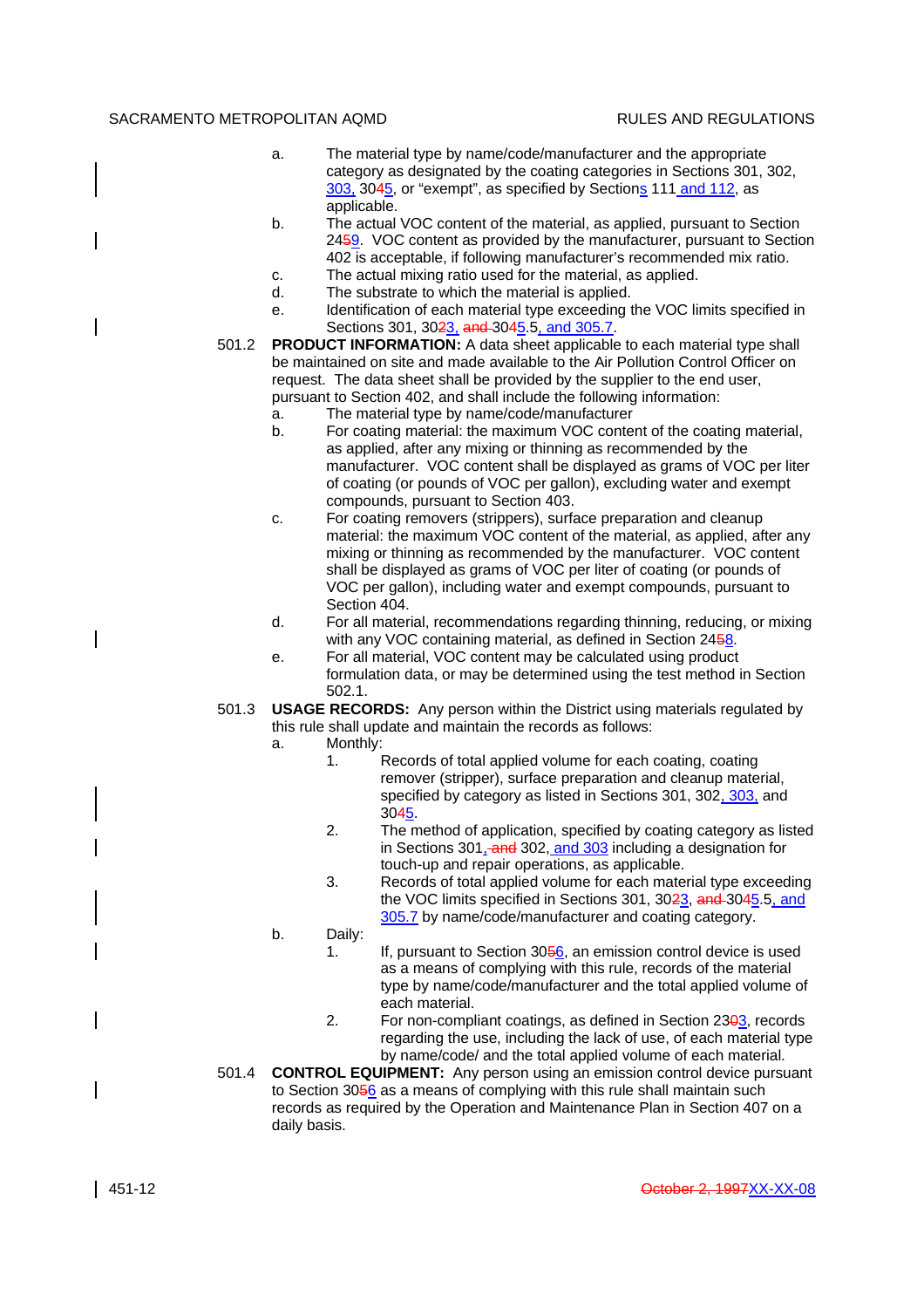a. The material type by name/code/manufacturer and the appropriate category as designated by the coating categories in Sections 301, 302, 303, 30~~4~~5, or "exempt", as specified by Sections 111 and 112, as applicable.

b. The actual VOC content of the material, as applied, pursuant to Section 24~~5~~9. VOC content as provided by the manufacturer, pursuant to Section 402 is acceptable, if following manufacturer's recommended mix ratio.

c. The actual mixing ratio used for the material, as applied.

d. The substrate to which the material is applied.

e. Identification of each material type exceeding the VOC limits specified in Sections 301, 30~~2~~3, ~~and~~ 30~~4~~5.5, and 305.7.

501.2 **PRODUCT INFORMATION:** A data sheet applicable to each material type shall be maintained on site and made available to the Air Pollution Control Officer on request. The data sheet shall be provided by the supplier to the end user, pursuant to Section 402, and shall include the following information:

a. The material type by name/code/manufacturer

b. For coating material: the maximum VOC content of the coating material, as applied, after any mixing or thinning as recommended by the manufacturer. VOC content shall be displayed as grams of VOC per liter of coating (or pounds of VOC per gallon), excluding water and exempt compounds, pursuant to Section 403.

c. For coating removers (strippers), surface preparation and cleanup material: the maximum VOC content of the material, as applied, after any mixing or thinning as recommended by the manufacturer. VOC content shall be displayed as grams of VOC per liter of coating (or pounds of VOC per gallon), including water and exempt compounds, pursuant to Section 404.

d. For all material, recommendations regarding thinning, reducing, or mixing with any VOC containing material, as defined in Section 24~~5~~8.

e. For all material, VOC content may be calculated using product formulation data, or may be determined using the test method in Section 502.1.

501.3 **USAGE RECORDS:** Any person within the District using materials regulated by this rule shall update and maintain the records as follows:

a. Monthly:

1. Records of total applied volume for each coating, coating remover (stripper), surface preparation and cleanup material, specified by category as listed in Sections 301, 302, 303, and 30~~4~~5.

2. The method of application, specified by coating category as listed in Sections 301, ~~and~~ 302, and 303 including a designation for touch-up and repair operations, as applicable.

3. Records of total applied volume for each material type exceeding the VOC limits specified in Sections 301, 30~~2~~3, ~~and~~ 30~~4~~5.5, and 305.7 by name/code/manufacturer and coating category.

b. Daily:

1. If, pursuant to Section 30~~5~~6, an emission control device is used as a means of complying with this rule, records of the material type by name/code/manufacturer and the total applied volume of each material.

2. For non-compliant coatings, as defined in Section 23~~0~~3, records regarding the use, including the lack of use, of each material type by name/code/ and the total applied volume of each material.

501.4 **CONTROL EQUIPMENT:** Any person using an emission control device pursuant to Section 30~~5~~6 as a means of complying with this rule shall maintain such records as required by the Operation and Maintenance Plan in Section 407 on a daily basis.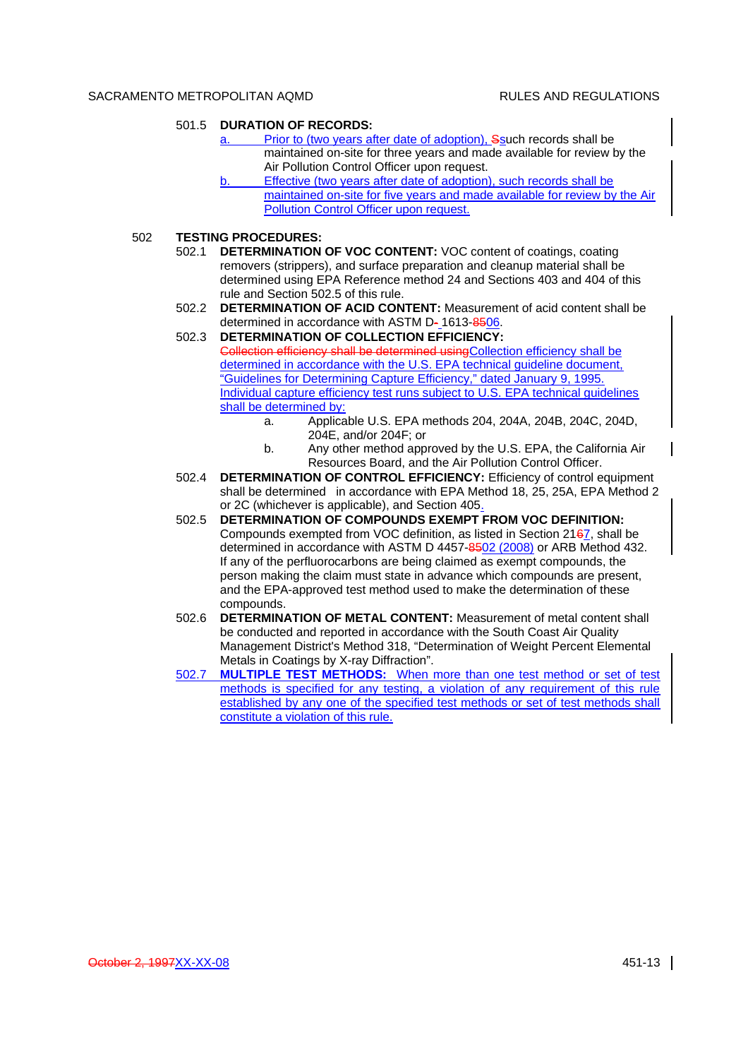501.5 **DURATION OF RECORDS:**

a. Prior to (two years after date of adoption), Ssuch records shall be maintained on-site for three years and made available for review by the Air Pollution Control Officer upon request.

b. Effective (two years after date of adoption), such records shall be maintained on-site for five years and made available for review by the Air Pollution Control Officer upon request.

502 **TESTING PROCEDURES:**

502.1 **DETERMINATION OF VOC CONTENT:** VOC content of coatings, coating removers (strippers), and surface preparation and cleanup material shall be determined using EPA Reference method 24 and Sections 403 and 404 of this rule and Section 502.5 of this rule.

502.2 **DETERMINATION OF ACID CONTENT:** Measurement of acid content shall be determined in accordance with ASTM D- 1613-8506.

502.3 **DETERMINATION OF COLLECTION EFFICIENCY:**
~~Collection efficiency shall be determined using~~Collection efficiency shall be determined in accordance with the U.S. EPA technical guideline document, "Guidelines for Determining Capture Efficiency," dated January 9, 1995. Individual capture efficiency test runs subject to U.S. EPA technical guidelines shall be determined by:

a. Applicable U.S. EPA methods 204, 204A, 204B, 204C, 204D, 204E, and/or 204F; or

b. Any other method approved by the U.S. EPA, the California Air Resources Board, and the Air Pollution Control Officer.

502.4 **DETERMINATION OF CONTROL EFFICIENCY:** Efficiency of control equipment shall be determined in accordance with EPA Method 18, 25, 25A, EPA Method 2 or 2C (whichever is applicable), and Section 405.

502.5 **DETERMINATION OF COMPOUNDS EXEMPT FROM VOC DEFINITION:** Compounds exempted from VOC definition, as listed in Section 2167, shall be determined in accordance with ASTM D 4457-8502 (2008) or ARB Method 432. If any of the perfluorocarbons are being claimed as exempt compounds, the person making the claim must state in advance which compounds are present, and the EPA-approved test method used to make the determination of these compounds.

502.6 **DETERMINATION OF METAL CONTENT:** Measurement of metal content shall be conducted and reported in accordance with the South Coast Air Quality Management District's Method 318, "Determination of Weight Percent Elemental Metals in Coatings by X-ray Diffraction".

502.7 **MULTIPLE TEST METHODS:** When more than one test method or set of test methods is specified for any testing, a violation of any requirement of this rule established by any one of the specified test methods or set of test methods shall constitute a violation of this rule.